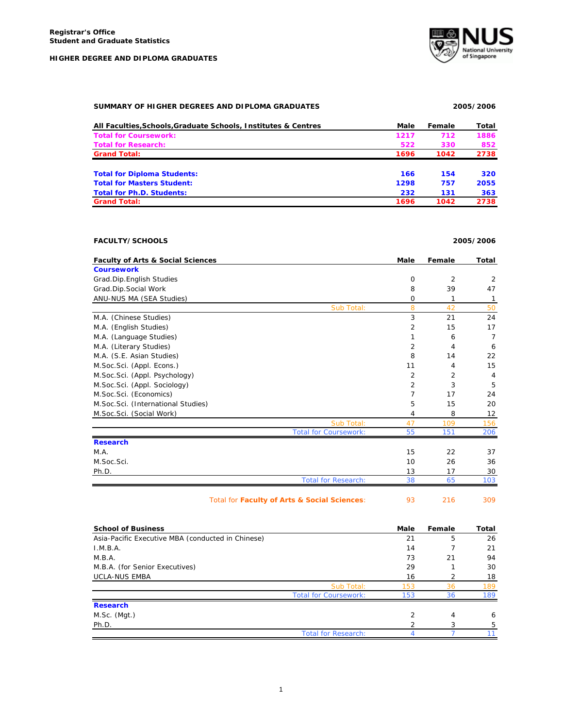**Registrar's Office**
**Student and Graduate Statistics**

**HIGHER DEGREE AND DIPLOMA GRADUATES**

## SUMMARY OF HIGHER DEGREES AND DIPLOMA GRADUATES — 2005/2006

| All Faculties,Schools,Graduate Schools, Institutes & Centres | Male | Female | Total |
|---|---|---|---|
| **Total for Coursework:** | 1217 | 712 | 1886 |
| **Total for Research:** | 522 | 330 | 852 |
| **Grand Total:** | 1696 | 1042 | 2738 |
| | | | |
| **Total for Diploma Students:** | 166 | 154 | 320 |
| **Total for Masters Student:** | 1298 | 757 | 2055 |
| **Total for Ph.D. Students:** | 232 | 131 | 363 |
| **Grand Total:** | 1696 | 1042 | 2738 |

## FACULTY/SCHOOLS — 2005/2006

| Faculty of Arts & Social Sciences | Male | Female | Total |
|---|---|---|---|
| **Coursework** | | | |
| Grad.Dip.English Studies | 0 | 2 | 2 |
| Grad.Dip.Social Work | 8 | 39 | 47 |
| ANU-NUS MA (SEA Studies) | 0 | 1 | 1 |
| Sub Total: | 8 | 42 | 50 |
| M.A. (Chinese Studies) | 3 | 21 | 24 |
| M.A. (English Studies) | 2 | 15 | 17 |
| M.A. (Language Studies) | 1 | 6 | 7 |
| M.A. (Literary Studies) | 2 | 4 | 6 |
| M.A. (S.E. Asian Studies) | 8 | 14 | 22 |
| M.Soc.Sci. (Appl. Econs.) | 11 | 4 | 15 |
| M.Soc.Sci. (Appl. Psychology) | 2 | 2 | 4 |
| M.Soc.Sci. (Appl. Sociology) | 2 | 3 | 5 |
| M.Soc.Sci. (Economics) | 7 | 17 | 24 |
| M.Soc.Sci. (International Studies) | 5 | 15 | 20 |
| M.Soc.Sci. (Social Work) | 4 | 8 | 12 |
| Sub Total: | 47 | 109 | 156 |
| Total for Coursework: | 55 | 151 | 206 |
| **Research** | | | |
| M.A. | 15 | 22 | 37 |
| M.Soc.Sci. | 10 | 26 | 36 |
| Ph.D. | 13 | 17 | 30 |
| Total for Research: | 38 | 65 | 103 |
| Total for **Faculty of Arts & Social Sciences**: | 93 | 216 | 309 |

| School of Business | Male | Female | Total |
|---|---|---|---|
| Asia-Pacific Executive MBA (conducted in Chinese) | 21 | 5 | 26 |
| I.M.B.A. | 14 | 7 | 21 |
| M.B.A. | 73 | 21 | 94 |
| M.B.A. (for Senior Executives) | 29 | 1 | 30 |
| UCLA-NUS EMBA | 16 | 2 | 18 |
| Sub Total: | 153 | 36 | 189 |
| Total for Coursework: | 153 | 36 | 189 |
| **Research** | | | |
| M.Sc. (Mgt.) | 2 | 4 | 6 |
| Ph.D. | 2 | 3 | 5 |
| Total for Research: | 4 | 7 | 11 |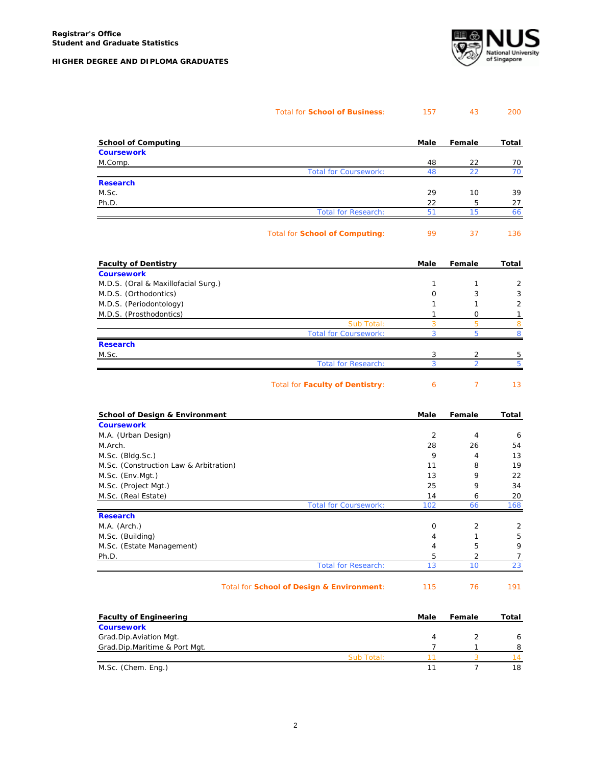**Registrar's Office**
**Student and Graduate Statistics**

**HIGHER DEGREE AND DIPLOMA GRADUATES**

| | Male | Female | Total |
|---|---|---|---|
| Total for **School of Business**: | 157 | 43 | 200 |

| **School of Computing** | **Male** | **Female** | **Total** |
|---|---|---|---|
| **Coursework** | | | |
| M.Comp. | 48 | 22 | 70 |
| Total for Coursework: | 48 | 22 | 70 |
| **Research** | | | |
| M.Sc. | 29 | 10 | 39 |
| Ph.D. | 22 | 5 | 27 |
| Total for Research: | 51 | 15 | 66 |
| Total for **School of Computing**: | 99 | 37 | 136 |

| **Faculty of Dentistry** | **Male** | **Female** | **Total** |
|---|---|---|---|
| **Coursework** | | | |
| M.D.S. (Oral & Maxillofacial Surg.) | 1 | 1 | 2 |
| M.D.S. (Orthodontics) | 0 | 3 | 3 |
| M.D.S. (Periodontology) | 1 | 1 | 2 |
| M.D.S. (Prosthodontics) | 1 | 0 | 1 |
| Sub Total: | 3 | 5 | 8 |
| Total for Coursework: | 3 | 5 | 8 |
| **Research** | | | |
| M.Sc. | 3 | 2 | 5 |
| Total for Research: | 3 | 2 | 5 |
| Total for **Faculty of Dentistry**: | 6 | 7 | 13 |

| **School of Design & Environment** | **Male** | **Female** | **Total** |
|---|---|---|---|
| **Coursework** | | | |
| M.A. (Urban Design) | 2 | 4 | 6 |
| M.Arch. | 28 | 26 | 54 |
| M.Sc. (Bldg.Sc.) | 9 | 4 | 13 |
| M.Sc. (Construction Law & Arbitration) | 11 | 8 | 19 |
| M.Sc. (Env.Mgt.) | 13 | 9 | 22 |
| M.Sc. (Project Mgt.) | 25 | 9 | 34 |
| M.Sc. (Real Estate) | 14 | 6 | 20 |
| Total for Coursework: | 102 | 66 | 168 |
| **Research** | | | |
| M.A. (Arch.) | 0 | 2 | 2 |
| M.Sc. (Building) | 4 | 1 | 5 |
| M.Sc. (Estate Management) | 4 | 5 | 9 |
| Ph.D. | 5 | 2 | 7 |
| Total for Research: | 13 | 10 | 23 |
| Total for **School of Design & Environment**: | 115 | 76 | 191 |

| **Faculty of Engineering** | **Male** | **Female** | **Total** |
|---|---|---|---|
| **Coursework** | | | |
| Grad.Dip.Aviation Mgt. | 4 | 2 | 6 |
| Grad.Dip.Maritime & Port Mgt. | 7 | 1 | 8 |
| Sub Total: | 11 | 3 | 14 |
| M.Sc. (Chem. Eng.) | 11 | 7 | 18 |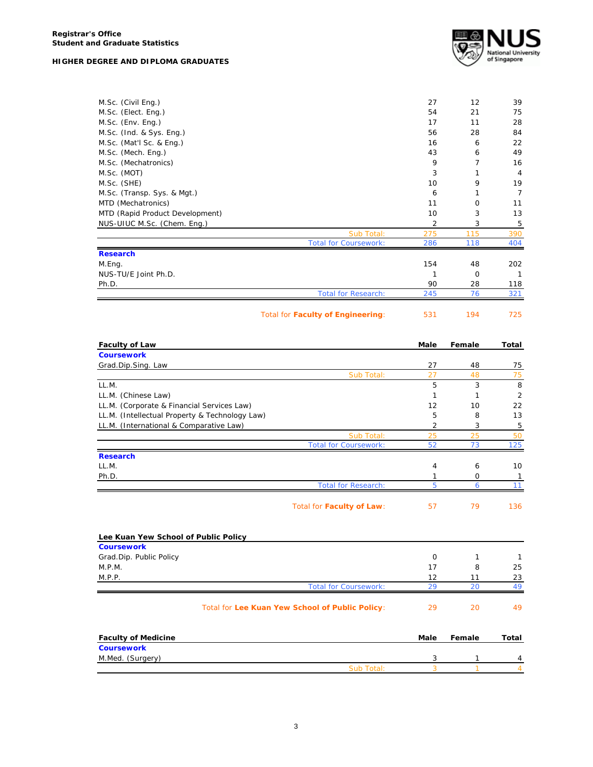**Registrar's Office**
**Student and Graduate Statistics**

**HIGHER DEGREE AND DIPLOMA GRADUATES**

| | Male | Female | Total |
|---|---|---|---|
| M.Sc. (Civil Eng.) | 27 | 12 | 39 |
| M.Sc. (Elect. Eng.) | 54 | 21 | 75 |
| M.Sc. (Env. Eng.) | 17 | 11 | 28 |
| M.Sc. (Ind. & Sys. Eng.) | 56 | 28 | 84 |
| M.Sc. (Mat'l Sc. & Eng.) | 16 | 6 | 22 |
| M.Sc. (Mech. Eng.) | 43 | 6 | 49 |
| M.Sc. (Mechatronics) | 9 | 7 | 16 |
| M.Sc. (MOT) | 3 | 1 | 4 |
| M.Sc. (SHE) | 10 | 9 | 19 |
| M.Sc. (Transp. Sys. & Mgt.) | 6 | 1 | 7 |
| MTD (Mechatronics) | 11 | 0 | 11 |
| MTD (Rapid Product Development) | 10 | 3 | 13 |
| NUS-UIUC M.Sc. (Chem. Eng.) | 2 | 3 | 5 |
| Sub Total: | 275 | 115 | 390 |
| Total for Coursework: | 286 | 118 | 404 |
| **Research** | | | |
| M.Eng. | 154 | 48 | 202 |
| NUS-TU/E Joint Ph.D. | 1 | 0 | 1 |
| Ph.D. | 90 | 28 | 118 |
| Total for Research: | 245 | 76 | 321 |
| Total for **Faculty of Engineering**: | 531 | 194 | 725 |

| **Faculty of Law** | **Male** | **Female** | **Total** |
|---|---|---|---|
| **Coursework** | | | |
| Grad.Dip.Sing. Law | 27 | 48 | 75 |
| Sub Total: | 27 | 48 | 75 |
| LL.M. | 5 | 3 | 8 |
| LL.M. (Chinese Law) | 1 | 1 | 2 |
| LL.M. (Corporate & Financial Services Law) | 12 | 10 | 22 |
| LL.M. (Intellectual Property & Technology Law) | 5 | 8 | 13 |
| LL.M. (International & Comparative Law) | 2 | 3 | 5 |
| Sub Total: | 25 | 25 | 50 |
| Total for Coursework: | 52 | 73 | 125 |
| **Research** | | | |
| LL.M. | 4 | 6 | 10 |
| Ph.D. | 1 | 0 | 1 |
| Total for Research: | 5 | 6 | 11 |
| Total for **Faculty of Law**: | 57 | 79 | 136 |

| **Lee Kuan Yew School of Public Policy** | | | |
|---|---|---|---|
| **Coursework** | | | |
| Grad.Dip. Public Policy | 0 | 1 | 1 |
| M.P.M. | 17 | 8 | 25 |
| M.P.P. | 12 | 11 | 23 |
| Total for Coursework: | 29 | 20 | 49 |
| Total for **Lee Kuan Yew School of Public Policy**: | 29 | 20 | 49 |

| **Faculty of Medicine** | **Male** | **Female** | **Total** |
|---|---|---|---|
| **Coursework** | | | |
| M.Med. (Surgery) | 3 | 1 | 4 |
| Sub Total: | 3 | 1 | 4 |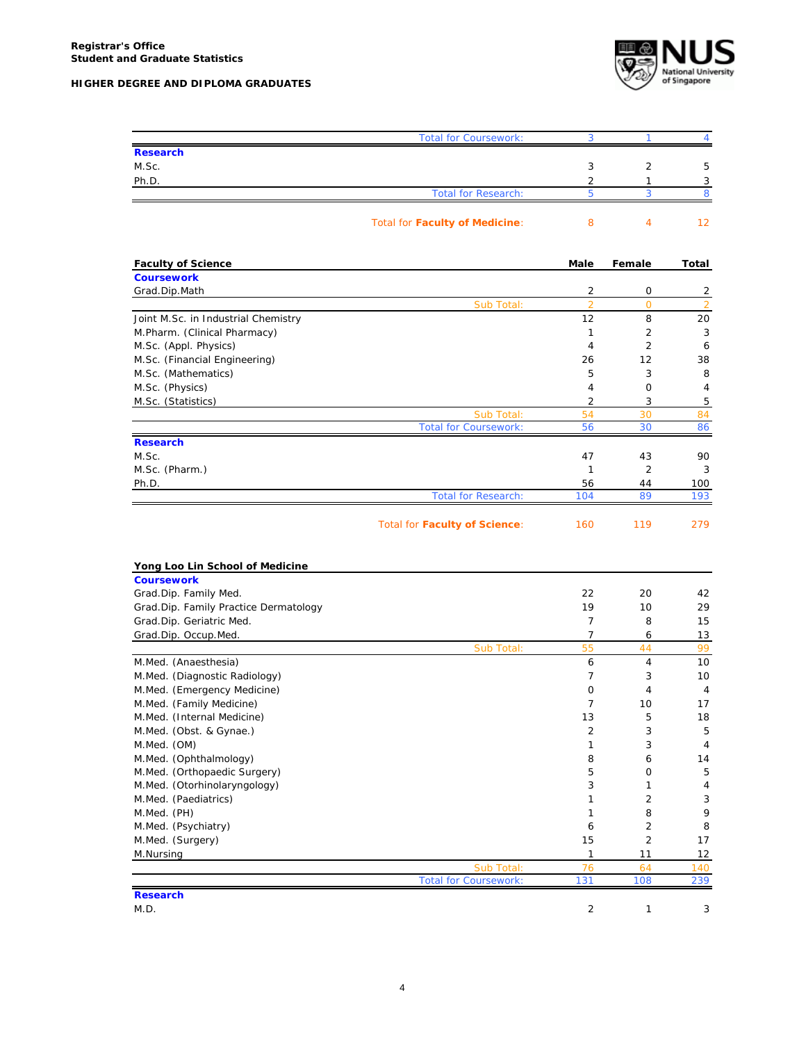**Registrar's Office**
**Student and Graduate Statistics**

**HIGHER DEGREE AND DIPLOMA GRADUATES**

| | Male | Female | Total |
|---|---|---|---|
| Total for Coursework: | 3 | 1 | 4 |
| **Research** | | | |
| M.Sc. | 3 | 2 | 5 |
| Ph.D. | 2 | 1 | 3 |
| Total for Research: | 5 | 3 | 8 |
| Total for **Faculty of Medicine**: | 8 | 4 | 12 |

| **Faculty of Science** | **Male** | **Female** | **Total** |
|---|---|---|---|
| **Coursework** | | | |
| Grad.Dip.Math | 2 | 0 | 2 |
| Sub Total: | 2 | 0 | 2 |
| Joint M.Sc. in Industrial Chemistry | 12 | 8 | 20 |
| M.Pharm. (Clinical Pharmacy) | 1 | 2 | 3 |
| M.Sc. (Appl. Physics) | 4 | 2 | 6 |
| M.Sc. (Financial Engineering) | 26 | 12 | 38 |
| M.Sc. (Mathematics) | 5 | 3 | 8 |
| M.Sc. (Physics) | 4 | 0 | 4 |
| M.Sc. (Statistics) | 2 | 3 | 5 |
| Sub Total: | 54 | 30 | 84 |
| Total for Coursework: | 56 | 30 | 86 |
| **Research** | | | |
| M.Sc. | 47 | 43 | 90 |
| M.Sc. (Pharm.) | 1 | 2 | 3 |
| Ph.D. | 56 | 44 | 100 |
| Total for Research: | 104 | 89 | 193 |
| Total for **Faculty of Science**: | 160 | 119 | 279 |

| **Yong Loo Lin School of Medicine** | | | |
|---|---|---|---|
| **Coursework** | | | |
| Grad.Dip. Family Med. | 22 | 20 | 42 |
| Grad.Dip. Family Practice Dermatology | 19 | 10 | 29 |
| Grad.Dip. Geriatric Med. | 7 | 8 | 15 |
| Grad.Dip. Occup.Med. | 7 | 6 | 13 |
| Sub Total: | 55 | 44 | 99 |
| M.Med. (Anaesthesia) | 6 | 4 | 10 |
| M.Med. (Diagnostic Radiology) | 7 | 3 | 10 |
| M.Med. (Emergency Medicine) | 0 | 4 | 4 |
| M.Med. (Family Medicine) | 7 | 10 | 17 |
| M.Med. (Internal Medicine) | 13 | 5 | 18 |
| M.Med. (Obst. & Gynae.) | 2 | 3 | 5 |
| M.Med. (OM) | 1 | 3 | 4 |
| M.Med. (Ophthalmology) | 8 | 6 | 14 |
| M.Med. (Orthopaedic Surgery) | 5 | 0 | 5 |
| M.Med. (Otorhinolaryngology) | 3 | 1 | 4 |
| M.Med. (Paediatrics) | 1 | 2 | 3 |
| M.Med. (PH) | 1 | 8 | 9 |
| M.Med. (Psychiatry) | 6 | 2 | 8 |
| M.Med. (Surgery) | 15 | 2 | 17 |
| M.Nursing | 1 | 11 | 12 |
| Sub Total: | 76 | 64 | 140 |
| Total for Coursework: | 131 | 108 | 239 |
| **Research** | | | |
| M.D. | 2 | 1 | 3 |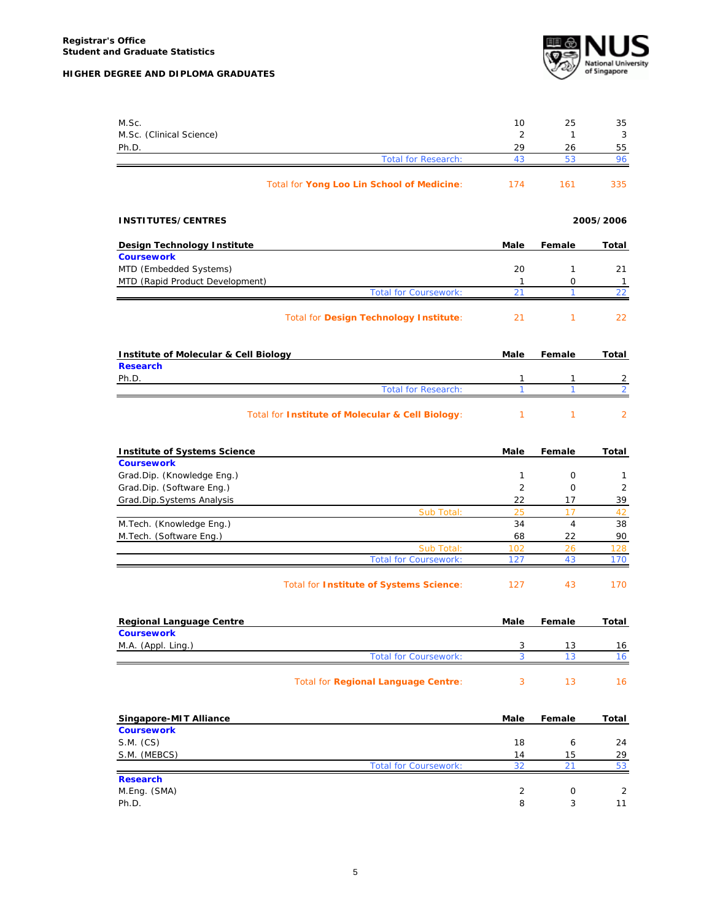| | Male | Female | Total |
|---|---|---|---|
| M.Sc. | 10 | 25 | 35 |
| M.Sc. (Clinical Science) | 2 | 1 | 3 |
| Ph.D. | 29 | 26 | 55 |
| Total for Research: | 43 | 53 | 96 |
| Total for **Yong Loo Lin School of Medicine**: | 174 | 161 | 335 |

## INSTITUTES/CENTRES

**2005/2006**

| Design Technology Institute | Male | Female | Total |
|---|---|---|---|
| **Coursework** | | | |
| MTD (Embedded Systems) | 20 | 1 | 21 |
| MTD (Rapid Product Development) | 1 | 0 | 1 |
| Total for Coursework: | 21 | 1 | 22 |
| Total for **Design Technology Institute**: | 21 | 1 | 22 |

| Institute of Molecular & Cell Biology | Male | Female | Total |
|---|---|---|---|
| **Research** | | | |
| Ph.D. | 1 | 1 | 2 |
| Total for Research: | 1 | 1 | 2 |
| Total for **Institute of Molecular & Cell Biology**: | 1 | 1 | 2 |

| Institute of Systems Science | Male | Female | Total |
|---|---|---|---|
| **Coursework** | | | |
| Grad.Dip. (Knowledge Eng.) | 1 | 0 | 1 |
| Grad.Dip. (Software Eng.) | 2 | 0 | 2 |
| Grad.Dip.Systems Analysis | 22 | 17 | 39 |
| Sub Total: | 25 | 17 | 42 |
| M.Tech. (Knowledge Eng.) | 34 | 4 | 38 |
| M.Tech. (Software Eng.) | 68 | 22 | 90 |
| Sub Total: | 102 | 26 | 128 |
| Total for Coursework: | 127 | 43 | 170 |
| Total for **Institute of Systems Science**: | 127 | 43 | 170 |

| Regional Language Centre | Male | Female | Total |
|---|---|---|---|
| **Coursework** | | | |
| M.A. (Appl. Ling.) | 3 | 13 | 16 |
| Total for Coursework: | 3 | 13 | 16 |
| Total for **Regional Language Centre**: | 3 | 13 | 16 |

| Singapore-MIT Alliance | Male | Female | Total |
|---|---|---|---|
| **Coursework** | | | |
| S.M. (CS) | 18 | 6 | 24 |
| S.M. (MEBCS) | 14 | 15 | 29 |
| Total for Coursework: | 32 | 21 | 53 |
| **Research** | | | |
| M.Eng. (SMA) | 2 | 0 | 2 |
| Ph.D. | 8 | 3 | 11 |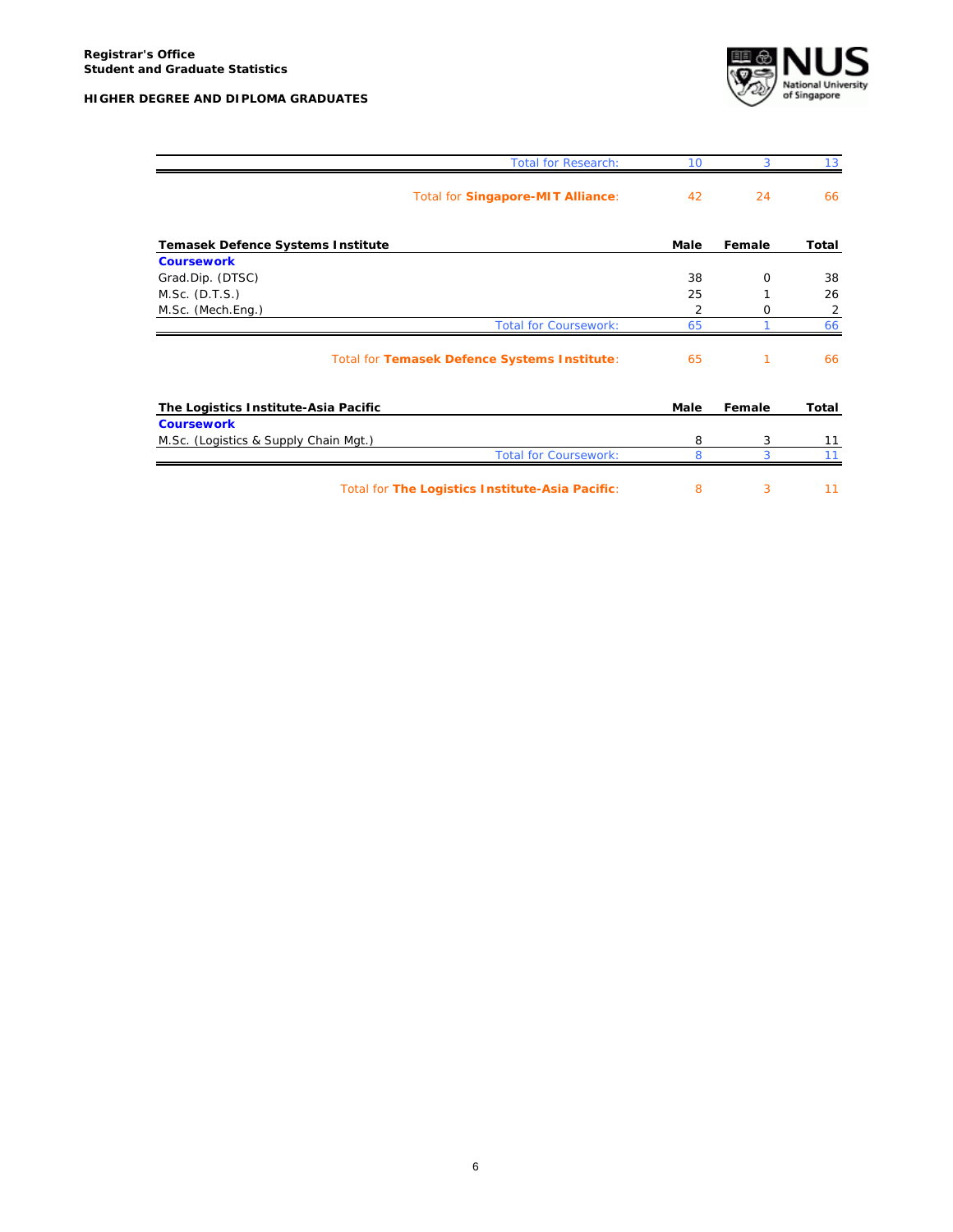Registrar's Office
Student and Graduate Statistics

**HIGHER DEGREE AND DIPLOMA GRADUATES**

| | Male | Female | Total |
|---|---|---|---|
| Total for Research: | 10 | 3 | 13 |
| Total for **Singapore-MIT Alliance**: | 42 | 24 | 66 |

| Temasek Defence Systems Institute | Male | Female | Total |
|---|---|---|---|
| **Coursework** | | | |
| Grad.Dip. (DTSC) | 38 | 0 | 38 |
| M.Sc. (D.T.S.) | 25 | 1 | 26 |
| M.Sc. (Mech.Eng.) | 2 | 0 | 2 |
| Total for Coursework: | 65 | 1 | 66 |
| Total for **Temasek Defence Systems Institute**: | 65 | 1 | 66 |

| The Logistics Institute-Asia Pacific | Male | Female | Total |
|---|---|---|---|
| **Coursework** | | | |
| M.Sc. (Logistics & Supply Chain Mgt.) | 8 | 3 | 11 |
| Total for Coursework: | 8 | 3 | 11 |
| Total for **The Logistics Institute-Asia Pacific**: | 8 | 3 | 11 |